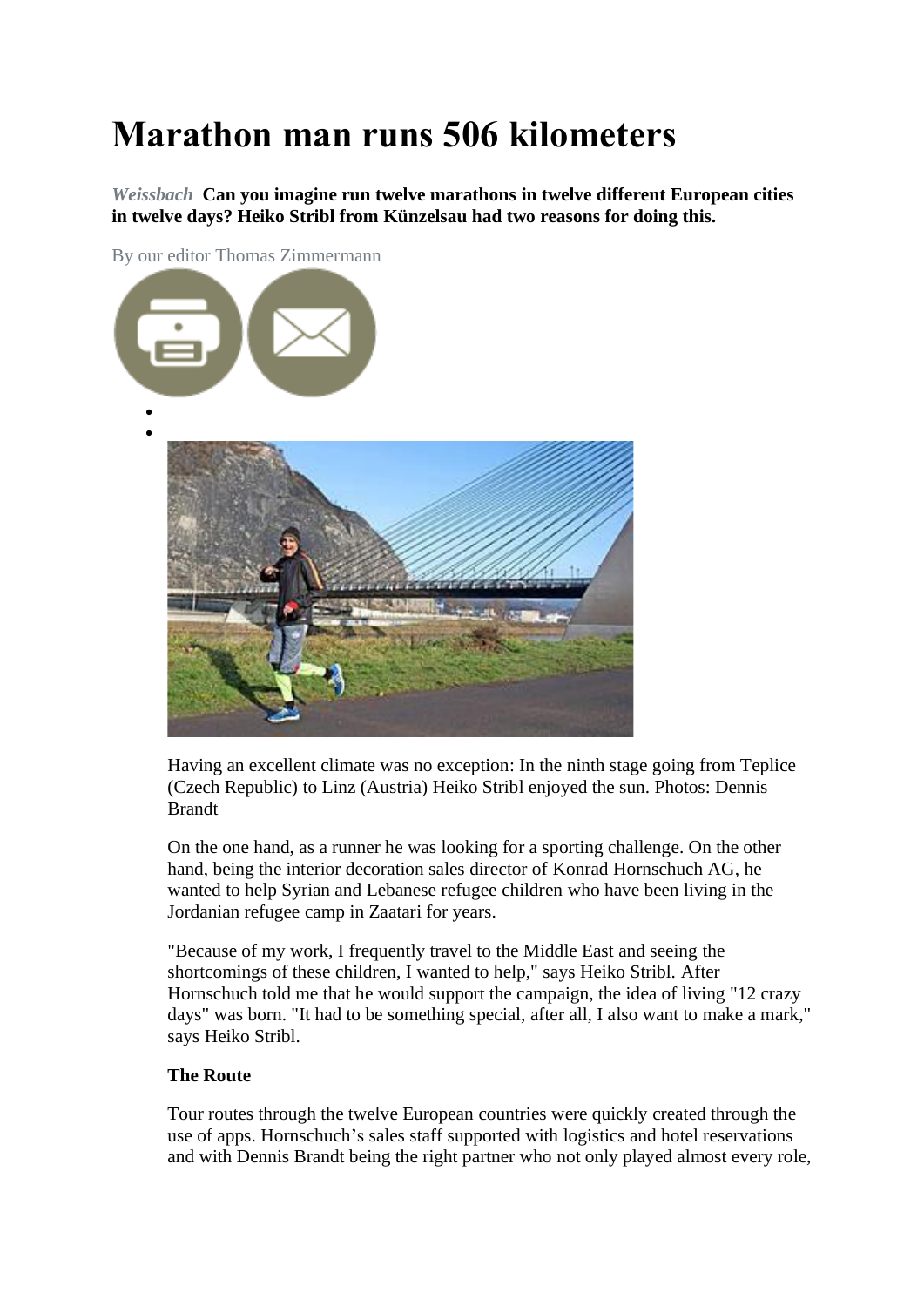# Marathon man runs 506 kilometers

*Weissbach* **Can you imagine run twelve marathons in twelve different European cities in twelve days? Heiko Stribl from Künzelsau had two reasons for doing this.**

By our editor Thomas Zimmermann

Having an excellent climate was no exception: In the ninth stage going from Teplice (Czech Republic) to Linz (Austria) Heiko Stribl enjoyed the sun. Photos: Dennis Brandt

On the one hand, as a runner he was looking for a sporting challenge. On the other hand, being the interior decoration sales director of Konrad Hornschuch AG, he wanted to help Syrian and Lebanese refugee children who have been living in the Jordanian refugee camp in Zaatari for years.

"Because of my work, I frequently travel to the Middle East and seeing the shortcomings of these children, I wanted to help," says Heiko Stribl. After Hornschuch told me that he would support the campaign, the idea of living "12 crazy days" was born. "It had to be something special, after all, I also want to make a mark," says Heiko Stribl.

**The Route**

Tour routes through the twelve European countries were quickly created through the use of apps. Hornschuch's sales staff supported with logistics and hotel reservations and with Dennis Brandt being the right partner who not only played almost every role,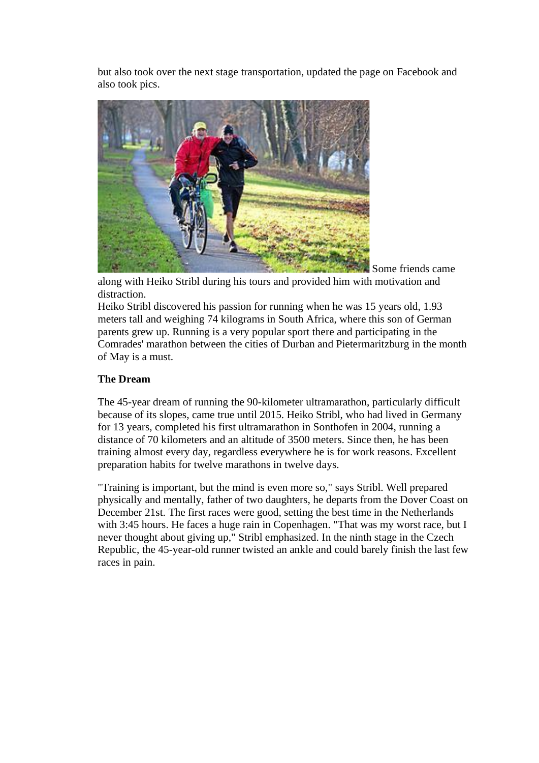but also took over the next stage transportation, updated the page on Facebook and also took pics.

Some friends came along with Heiko Stribl during his tours and provided him with motivation and distraction.

Heiko Stribl discovered his passion for running when he was 15 years old, 1.93 meters tall and weighing 74 kilograms in South Africa, where this son of German parents grew up. Running is a very popular sport there and participating in the Comrades' marathon between the cities of Durban and Pietermaritzburg in the month of May is a must.

**The Dream**

The 45-year dream of running the 90-kilometer ultramarathon, particularly difficult because of its slopes, came true until 2015. Heiko Stribl, who had lived in Germany for 13 years, completed his first ultramarathon in Sonthofen in 2004, running a distance of 70 kilometers and an altitude of 3500 meters. Since then, he has been training almost every day, regardless everywhere he is for work reasons. Excellent preparation habits for twelve marathons in twelve days.

"Training is important, but the mind is even more so," says Stribl. Well prepared physically and mentally, father of two daughters, he departs from the Dover Coast on December 21st. The first races were good, setting the best time in the Netherlands with 3:45 hours. He faces a huge rain in Copenhagen. "That was my worst race, but I never thought about giving up," Stribl emphasized. In the ninth stage in the Czech Republic, the 45-year-old runner twisted an ankle and could barely finish the last few races in pain.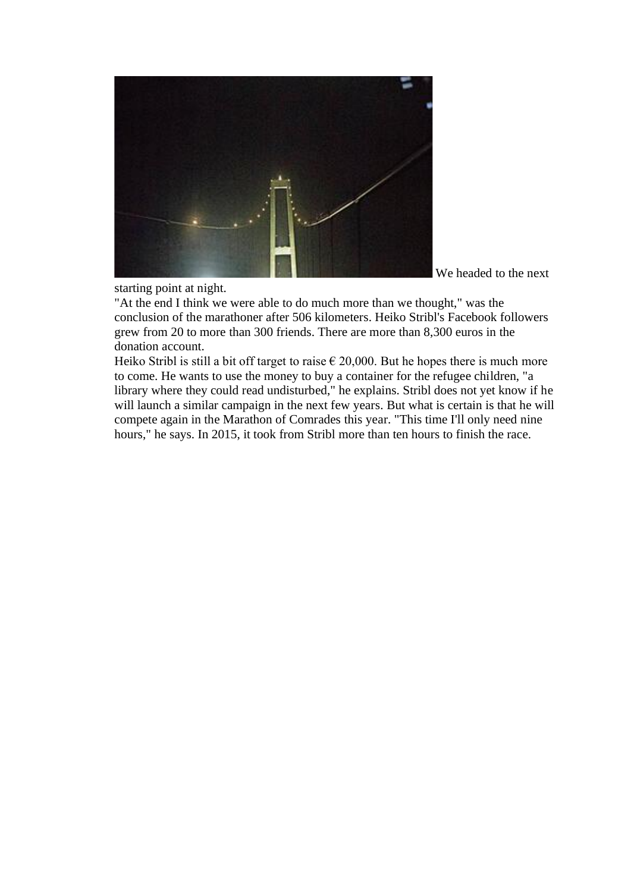We headed to the next starting point at night.

"At the end I think we were able to do much more than we thought," was the conclusion of the marathoner after 506 kilometers. Heiko Stribl's Facebook followers grew from 20 to more than 300 friends. There are more than 8,300 euros in the donation account.

Heiko Stribl is still a bit off target to raise € 20,000. But he hopes there is much more to come. He wants to use the money to buy a container for the refugee children, "a library where they could read undisturbed," he explains. Stribl does not yet know if he will launch a similar campaign in the next few years. But what is certain is that he will compete again in the Marathon of Comrades this year. "This time I'll only need nine hours," he says. In 2015, it took from Stribl more than ten hours to finish the race.